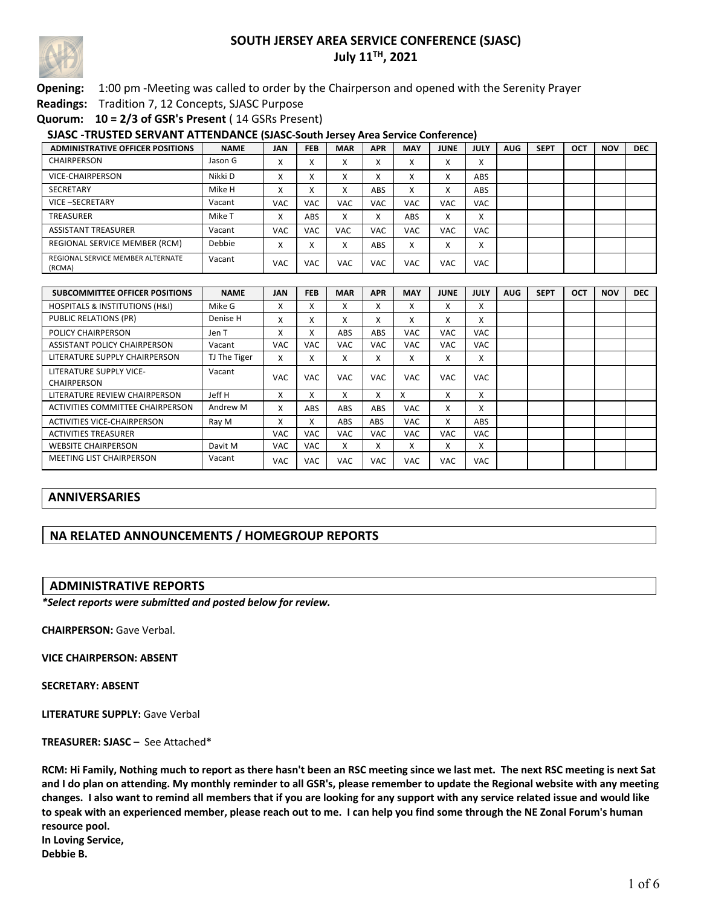# SOUTH JERSEY AREA SERVICE CONFERENCE (SJASC)
## July 11TH, 2021

**Opening:** 1:00 pm -Meeting was called to order by the Chairperson and opened with the Serenity Prayer

**Readings:** Tradition 7, 12 Concepts, SJASC Purpose

**Quorum: 10 = 2/3 of GSR's Present** ( 14 GSRs Present)

**SJASC -TRUSTED SERVANT ATTENDANCE (SJASC-South Jersey Area Service Conference)**

| ADMINISTRATIVE OFFICER POSITIONS | NAME | JAN | FEB | MAR | APR | MAY | JUNE | JULY | AUG | SEPT | OCT | NOV | DEC |
|---|---|---|---|---|---|---|---|---|---|---|---|---|---|
| CHAIRPERSON | Jason G | X | X | X | X | X | X | X | | | | | |
| VICE-CHAIRPERSON | Nikki D | X | X | X | X | X | X | ABS | | | | | |
| SECRETARY | Mike H | X | X | X | ABS | X | X | ABS | | | | | |
| VICE –SECRETARY | Vacant | VAC | VAC | VAC | VAC | VAC | VAC | VAC | | | | | |
| TREASURER | Mike T | X | ABS | X | X | ABS | X | X | | | | | |
| ASSISTANT TREASURER | Vacant | VAC | VAC | VAC | VAC | VAC | VAC | VAC | | | | | |
| REGIONAL SERVICE MEMBER (RCM) | Debbie | X | X | X | ABS | X | X | X | | | | | |
| REGIONAL SERVICE MEMBER ALTERNATE (RCMA) | Vacant | VAC | VAC | VAC | VAC | VAC | VAC | VAC | | | | | |

| SUBCOMMITTEE OFFICER POSITIONS | NAME | JAN | FEB | MAR | APR | MAY | JUNE | JULY | AUG | SEPT | OCT | NOV | DEC |
|---|---|---|---|---|---|---|---|---|---|---|---|---|---|
| HOSPITALS & INSTITUTIONS (H&I) | Mike G | X | X | X | X | X | X | X | | | | | |
| PUBLIC RELATIONS (PR) | Denise H | X | X | X | X | X | X | X | | | | | |
| POLICY CHAIRPERSON | Jen T | X | X | ABS | ABS | VAC | VAC | VAC | | | | | |
| ASSISTANT POLICY CHAIRPERSON | Vacant | VAC | VAC | VAC | VAC | VAC | VAC | VAC | | | | | |
| LITERATURE SUPPLY CHAIRPERSON | TJ The Tiger | X | X | X | X | X | X | X | | | | | |
| LITERATURE SUPPLY VICE-CHAIRPERSON | Vacant | VAC | VAC | VAC | VAC | VAC | VAC | VAC | | | | | |
| LITERATURE REVIEW CHAIRPERSON | Jeff H | X | X | X | X | X | X | X | | | | | |
| ACTIVITIES COMMITTEE CHAIRPERSON | Andrew M | X | ABS | ABS | ABS | VAC | X | X | | | | | |
| ACTIVITIES VICE-CHAIRPERSON | Ray M | X | X | ABS | ABS | VAC | X | ABS | | | | | |
| ACTIVITIES TREASURER | | VAC | VAC | VAC | VAC | VAC | VAC | VAC | | | | | |
| WEBSITE CHAIRPERSON | Davit M | VAC | VAC | X | X | X | X | X | | | | | |
| MEETING LIST CHAIRPERSON | Vacant | VAC | VAC | VAC | VAC | VAC | VAC | VAC | | | | | |

## ANNIVERSARIES

## NA RELATED ANNOUNCEMENTS / HOMEGROUP REPORTS

## ADMINISTRATIVE REPORTS

***Select reports were submitted and posted below for review.***

**CHAIRPERSON:** Gave Verbal.

**VICE CHAIRPERSON: ABSENT**

**SECRETARY: ABSENT**

**LITERATURE SUPPLY:** Gave Verbal

**TREASURER: SJASC –** See Attached*

**RCM: Hi Family, Nothing much to report as there hasn't been an RSC meeting since we last met. The next RSC meeting is next Sat and I do plan on attending. My monthly reminder to all GSR's, please remember to update the Regional website with any meeting changes. I also want to remind all members that if you are looking for any support with any service related issue and would like to speak with an experienced member, please reach out to me. I can help you find some through the NE Zonal Forum's human resource pool.**
**In Loving Service,**
**Debbie B.**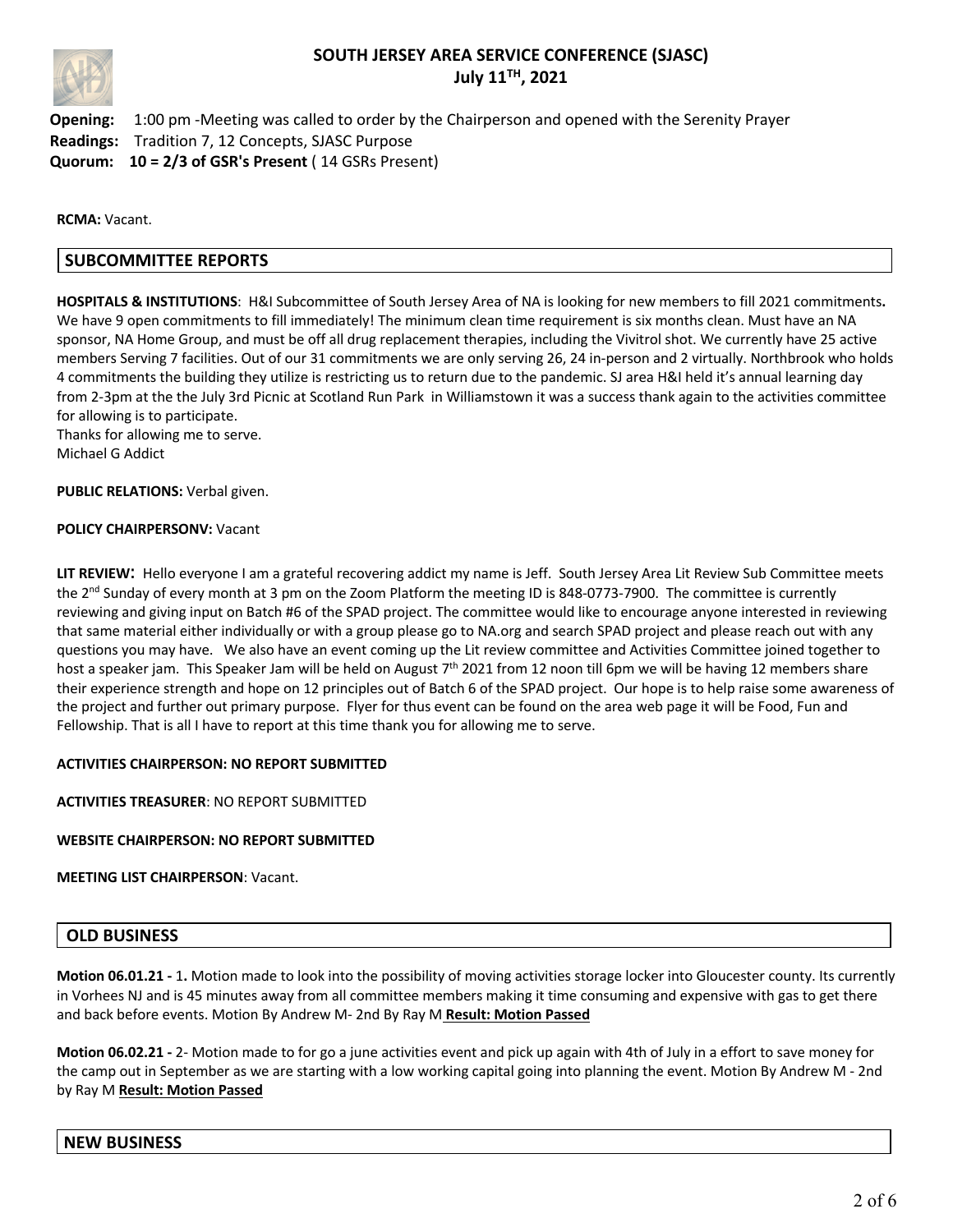# SOUTH JERSEY AREA SERVICE CONFERENCE (SJASC)
## July 11TH, 2021

**Opening:** 1:00 pm -Meeting was called to order by the Chairperson and opened with the Serenity Prayer
**Readings:** Tradition 7, 12 Concepts, SJASC Purpose
**Quorum:** **10 = 2/3 of GSR's Present** ( 14 GSRs Present)

**RCMA:** Vacant.

## SUBCOMMITTEE REPORTS

**HOSPITALS & INSTITUTIONS**: H&I Subcommittee of South Jersey Area of NA is looking for new members to fill 2021 commitments**.** We have 9 open commitments to fill immediately! The minimum clean time requirement is six months clean. Must have an NA sponsor, NA Home Group, and must be off all drug replacement therapies, including the Vivitrol shot. We currently have 25 active members Serving 7 facilities. Out of our 31 commitments we are only serving 26, 24 in-person and 2 virtually. Northbrook who holds 4 commitments the building they utilize is restricting us to return due to the pandemic. SJ area H&I held it's annual learning day from 2-3pm at the the July 3rd Picnic at Scotland Run Park in Williamstown it was a success thank again to the activities committee for allowing is to participate.
Thanks for allowing me to serve.
Michael G Addict

**PUBLIC RELATIONS:** Verbal given.

**POLICY CHAIRPERSONV:** Vacant

**LIT REVIEW**: Hello everyone I am a grateful recovering addict my name is Jeff. South Jersey Area Lit Review Sub Committee meets the 2nd Sunday of every month at 3 pm on the Zoom Platform the meeting ID is 848-0773-7900. The committee is currently reviewing and giving input on Batch #6 of the SPAD project. The committee would like to encourage anyone interested in reviewing that same material either individually or with a group please go to NA.org and search SPAD project and please reach out with any questions you may have. We also have an event coming up the Lit review committee and Activities Committee joined together to host a speaker jam. This Speaker Jam will be held on August 7th 2021 from 12 noon till 6pm we will be having 12 members share their experience strength and hope on 12 principles out of Batch 6 of the SPAD project. Our hope is to help raise some awareness of the project and further out primary purpose. Flyer for thus event can be found on the area web page it will be Food, Fun and Fellowship. That is all I have to report at this time thank you for allowing me to serve.

**ACTIVITIES CHAIRPERSON: NO REPORT SUBMITTED**

**ACTIVITIES TREASURER**: NO REPORT SUBMITTED

**WEBSITE CHAIRPERSON: NO REPORT SUBMITTED**

**MEETING LIST CHAIRPERSON**: Vacant.

## OLD BUSINESS

**Motion 06.01.21 -** 1**.** Motion made to look into the possibility of moving activities storage locker into Gloucester county. Its currently in Vorhees NJ and is 45 minutes away from all committee members making it time consuming and expensive with gas to get there and back before events. Motion By Andrew M- 2nd By Ray M **Result: Motion Passed**

**Motion 06.02.21 -** 2- Motion made to for go a june activities event and pick up again with 4th of July in a effort to save money for the camp out in September as we are starting with a low working capital going into planning the event. Motion By Andrew M - 2nd by Ray M **Result: Motion Passed**

## NEW BUSINESS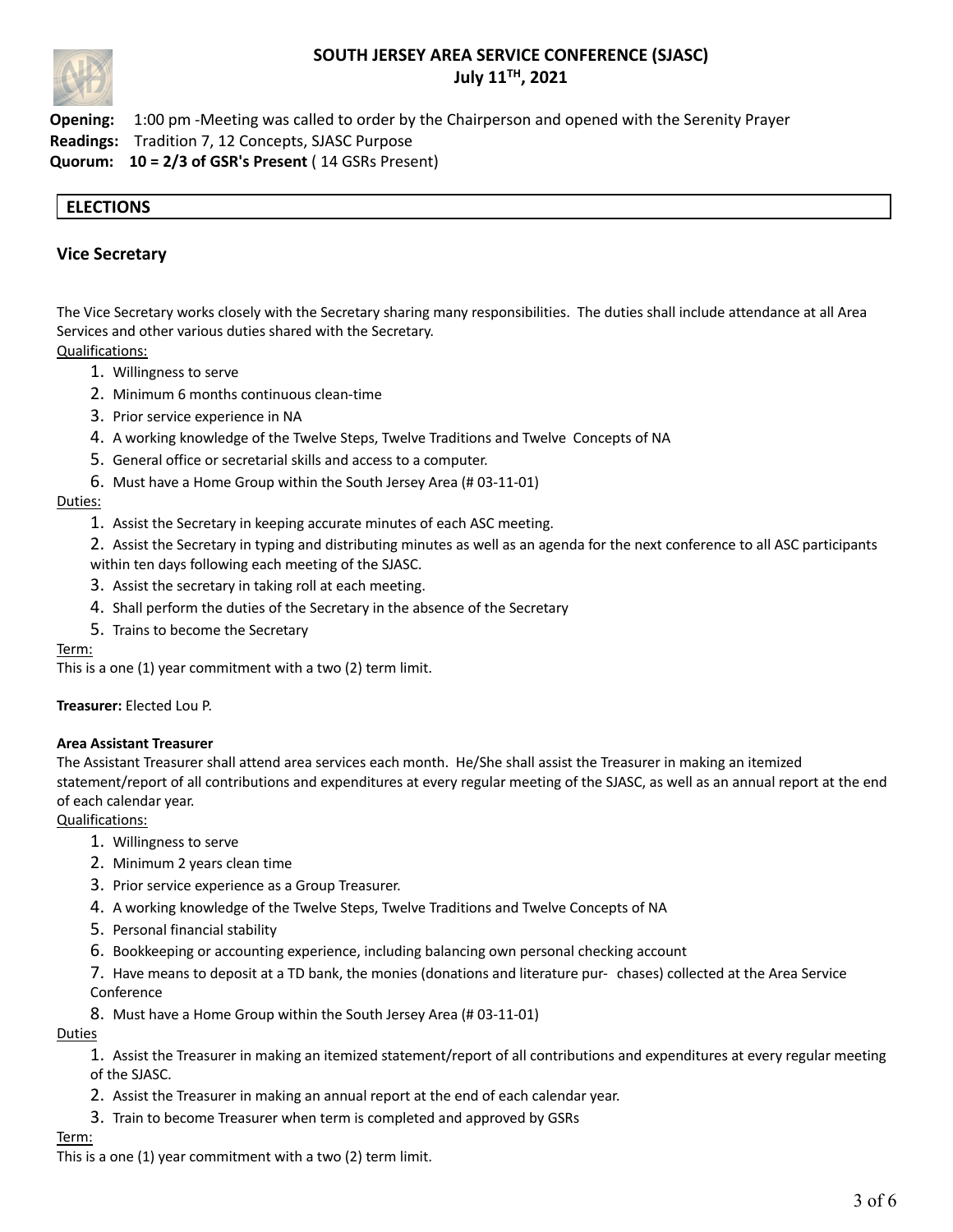# SOUTH JERSEY AREA SERVICE CONFERENCE (SJASC)

## July 11TH, 2021

**Opening:** 1:00 pm -Meeting was called to order by the Chairperson and opened with the Serenity Prayer
**Readings:** Tradition 7, 12 Concepts, SJASC Purpose
**Quorum: 10 = 2/3 of GSR's Present** ( 14 GSRs Present)

## ELECTIONS

### Vice Secretary

The Vice Secretary works closely with the Secretary sharing many responsibilities. The duties shall include attendance at all Area Services and other various duties shared with the Secretary.

Qualifications:

1. Willingness to serve
2. Minimum 6 months continuous clean-time
3. Prior service experience in NA
4. A working knowledge of the Twelve Steps, Twelve Traditions and Twelve Concepts of NA
5. General office or secretarial skills and access to a computer.
6. Must have a Home Group within the South Jersey Area (# 03-11-01)

Duties:

1. Assist the Secretary in keeping accurate minutes of each ASC meeting.
2. Assist the Secretary in typing and distributing minutes as well as an agenda for the next conference to all ASC participants within ten days following each meeting of the SJASC.
3. Assist the secretary in taking roll at each meeting.
4. Shall perform the duties of the Secretary in the absence of the Secretary
5. Trains to become the Secretary

Term:
This is a one (1) year commitment with a two (2) term limit.

**Treasurer:** Elected Lou P.

**Area Assistant Treasurer**
The Assistant Treasurer shall attend area services each month. He/She shall assist the Treasurer in making an itemized statement/report of all contributions and expenditures at every regular meeting of the SJASC, as well as an annual report at the end of each calendar year.

Qualifications:

1. Willingness to serve
2. Minimum 2 years clean time
3. Prior service experience as a Group Treasurer.
4. A working knowledge of the Twelve Steps, Twelve Traditions and Twelve Concepts of NA
5. Personal financial stability
6. Bookkeeping or accounting experience, including balancing own personal checking account
7. Have means to deposit at a TD bank, the monies (donations and literature pur- chases) collected at the Area Service Conference
8. Must have a Home Group within the South Jersey Area (# 03-11-01)

Duties

1. Assist the Treasurer in making an itemized statement/report of all contributions and expenditures at every regular meeting of the SJASC.
2. Assist the Treasurer in making an annual report at the end of each calendar year.
3. Train to become Treasurer when term is completed and approved by GSRs

Term:
This is a one (1) year commitment with a two (2) term limit.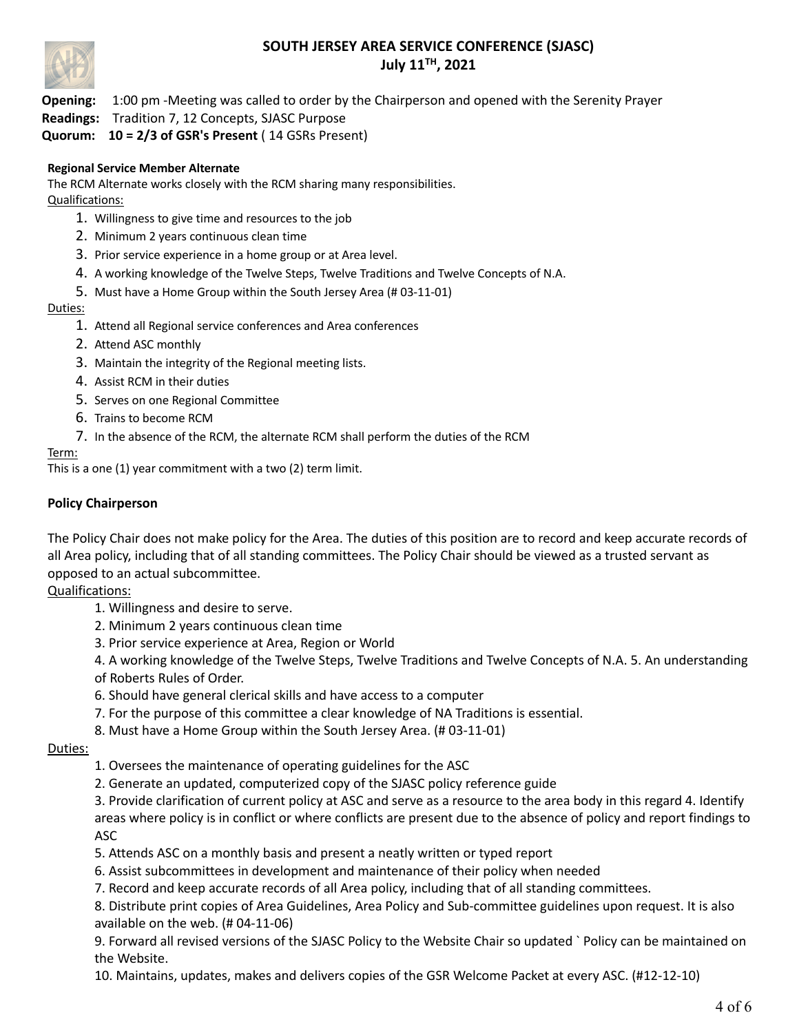# SOUTH JERSEY AREA SERVICE CONFERENCE (SJASC)
## July 11TH, 2021

**Opening:** 1:00 pm -Meeting was called to order by the Chairperson and opened with the Serenity Prayer
**Readings:** Tradition 7, 12 Concepts, SJASC Purpose
**Quorum:** **10 = 2/3 of GSR's Present** ( 14 GSRs Present)

**Regional Service Member Alternate**

The RCM Alternate works closely with the RCM sharing many responsibilities.

Qualifications:

1. Willingness to give time and resources to the job
2. Minimum 2 years continuous clean time
3. Prior service experience in a home group or at Area level.
4. A working knowledge of the Twelve Steps, Twelve Traditions and Twelve Concepts of N.A.
5. Must have a Home Group within the South Jersey Area (# 03-11-01)

Duties:

1. Attend all Regional service conferences and Area conferences
2. Attend ASC monthly
3. Maintain the integrity of the Regional meeting lists.
4. Assist RCM in their duties
5. Serves on one Regional Committee
6. Trains to become RCM
7. In the absence of the RCM, the alternate RCM shall perform the duties of the RCM

Term:

This is a one (1) year commitment with a two (2) term limit.

**Policy Chairperson**

The Policy Chair does not make policy for the Area. The duties of this position are to record and keep accurate records of all Area policy, including that of all standing committees. The Policy Chair should be viewed as a trusted servant as opposed to an actual subcommittee.

Qualifications:

1. Willingness and desire to serve.
2. Minimum 2 years continuous clean time
3. Prior service experience at Area, Region or World
4. A working knowledge of the Twelve Steps, Twelve Traditions and Twelve Concepts of N.A. 5. An understanding of Roberts Rules of Order.
6. Should have general clerical skills and have access to a computer
7. For the purpose of this committee a clear knowledge of NA Traditions is essential.
8. Must have a Home Group within the South Jersey Area. (# 03-11-01)

Duties:

1. Oversees the maintenance of operating guidelines for the ASC
2. Generate an updated, computerized copy of the SJASC policy reference guide
3. Provide clarification of current policy at ASC and serve as a resource to the area body in this regard 4. Identify areas where policy is in conflict or where conflicts are present due to the absence of policy and report findings to ASC
5. Attends ASC on a monthly basis and present a neatly written or typed report
6. Assist subcommittees in development and maintenance of their policy when needed
7. Record and keep accurate records of all Area policy, including that of all standing committees.
8. Distribute print copies of Area Guidelines, Area Policy and Sub-committee guidelines upon request. It is also available on the web. (# 04-11-06)
9. Forward all revised versions of the SJASC Policy to the Website Chair so updated ` Policy can be maintained on the Website.
10. Maintains, updates, makes and delivers copies of the GSR Welcome Packet at every ASC. (#12-12-10)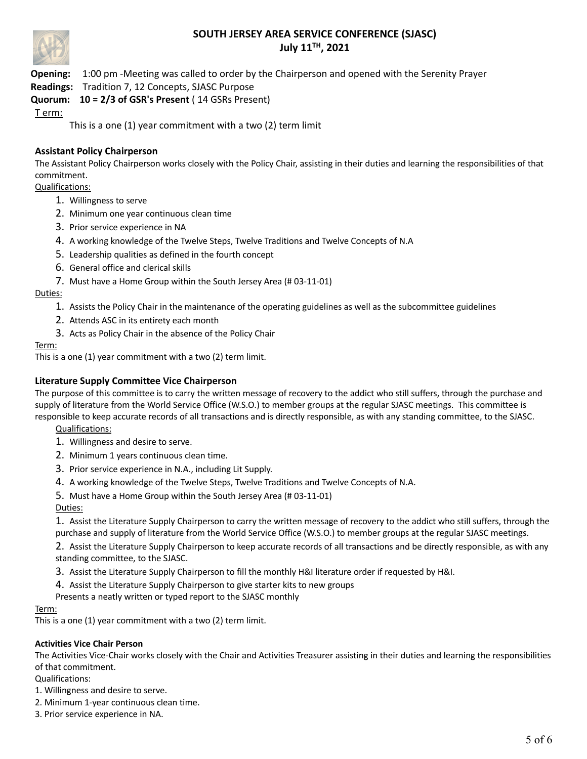# SOUTH JERSEY AREA SERVICE CONFERENCE (SJASC)
## July 11TH, 2021

**Opening:** 1:00 pm -Meeting was called to order by the Chairperson and opened with the Serenity Prayer

**Readings:** Tradition 7, 12 Concepts, SJASC Purpose

**Quorum:** **10 = 2/3 of GSR's Present** ( 14 GSRs Present)

T erm:

This is a one (1) year commitment with a two (2) term limit

### Assistant Policy Chairperson

The Assistant Policy Chairperson works closely with the Policy Chair, assisting in their duties and learning the responsibilities of that commitment.

Qualifications:

1. Willingness to serve
2. Minimum one year continuous clean time
3. Prior service experience in NA
4. A working knowledge of the Twelve Steps, Twelve Traditions and Twelve Concepts of N.A
5. Leadership qualities as defined in the fourth concept
6. General office and clerical skills
7. Must have a Home Group within the South Jersey Area (# 03-11-01)

Duties:

1. Assists the Policy Chair in the maintenance of the operating guidelines as well as the subcommittee guidelines
2. Attends ASC in its entirety each month
3. Acts as Policy Chair in the absence of the Policy Chair

Term:

This is a one (1) year commitment with a two (2) term limit.

### Literature Supply Committee Vice Chairperson

The purpose of this committee is to carry the written message of recovery to the addict who still suffers, through the purchase and supply of literature from the World Service Office (W.S.O.) to member groups at the regular SJASC meetings. This committee is responsible to keep accurate records of all transactions and is directly responsible, as with any standing committee, to the SJASC.

Qualifications:

1. Willingness and desire to serve.
2. Minimum 1 years continuous clean time.
3. Prior service experience in N.A., including Lit Supply.
4. A working knowledge of the Twelve Steps, Twelve Traditions and Twelve Concepts of N.A.
5. Must have a Home Group within the South Jersey Area (# 03-11-01)

Duties:

1. Assist the Literature Supply Chairperson to carry the written message of recovery to the addict who still suffers, through the purchase and supply of literature from the World Service Office (W.S.O.) to member groups at the regular SJASC meetings.
2. Assist the Literature Supply Chairperson to keep accurate records of all transactions and be directly responsible, as with any standing committee, to the SJASC.
3. Assist the Literature Supply Chairperson to fill the monthly H&I literature order if requested by H&I.
4. Assist the Literature Supply Chairperson to give starter kits to new groups

Presents a neatly written or typed report to the SJASC monthly

Term:

This is a one (1) year commitment with a two (2) term limit.

#### Activities Vice Chair Person

The Activities Vice-Chair works closely with the Chair and Activities Treasurer assisting in their duties and learning the responsibilities of that commitment.

Qualifications:

1. Willingness and desire to serve.
2. Minimum 1-year continuous clean time.
3. Prior service experience in NA.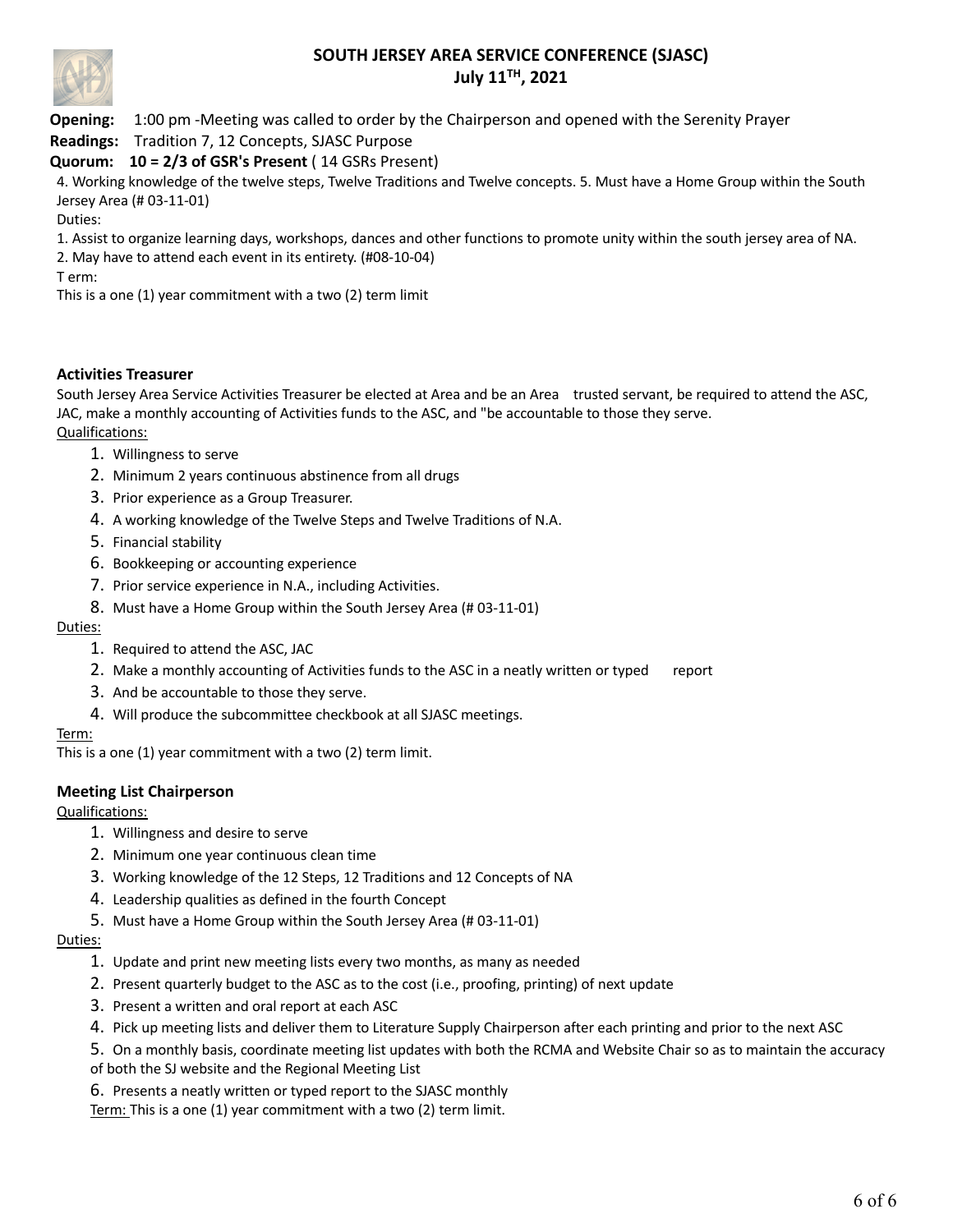# SOUTH JERSEY AREA SERVICE CONFERENCE (SJASC)
## July 11TH, 2021

**Opening:** 1:00 pm -Meeting was called to order by the Chairperson and opened with the Serenity Prayer

**Readings:** Tradition 7, 12 Concepts, SJASC Purpose

**Quorum: 10 = 2/3 of GSR's Present** ( 14 GSRs Present)

4. Working knowledge of the twelve steps, Twelve Traditions and Twelve concepts. 5. Must have a Home Group within the South Jersey Area (# 03-11-01)

Duties:

1. Assist to organize learning days, workshops, dances and other functions to promote unity within the south jersey area of NA.
2. May have to attend each event in its entirety. (#08-10-04)

T erm:

This is a one (1) year commitment with a two (2) term limit

### Activities Treasurer

South Jersey Area Service Activities Treasurer be elected at Area and be an Area trusted servant, be required to attend the ASC, JAC, make a monthly accounting of Activities funds to the ASC, and "be accountable to those they serve.

Qualifications:

1. Willingness to serve
2. Minimum 2 years continuous abstinence from all drugs
3. Prior experience as a Group Treasurer.
4. A working knowledge of the Twelve Steps and Twelve Traditions of N.A.
5. Financial stability
6. Bookkeeping or accounting experience
7. Prior service experience in N.A., including Activities.
8. Must have a Home Group within the South Jersey Area (# 03-11-01)

Duties:

1. Required to attend the ASC, JAC
2. Make a monthly accounting of Activities funds to the ASC in a neatly written or typed report
3. And be accountable to those they serve.
4. Will produce the subcommittee checkbook at all SJASC meetings.

Term:

This is a one (1) year commitment with a two (2) term limit.

### Meeting List Chairperson

Qualifications:

1. Willingness and desire to serve
2. Minimum one year continuous clean time
3. Working knowledge of the 12 Steps, 12 Traditions and 12 Concepts of NA
4. Leadership qualities as defined in the fourth Concept
5. Must have a Home Group within the South Jersey Area (# 03-11-01)

Duties:

1. Update and print new meeting lists every two months, as many as needed
2. Present quarterly budget to the ASC as to the cost (i.e., proofing, printing) of next update
3. Present a written and oral report at each ASC
4. Pick up meeting lists and deliver them to Literature Supply Chairperson after each printing and prior to the next ASC
5. On a monthly basis, coordinate meeting list updates with both the RCMA and Website Chair so as to maintain the accuracy of both the SJ website and the Regional Meeting List
6. Presents a neatly written or typed report to the SJASC monthly

Term: This is a one (1) year commitment with a two (2) term limit.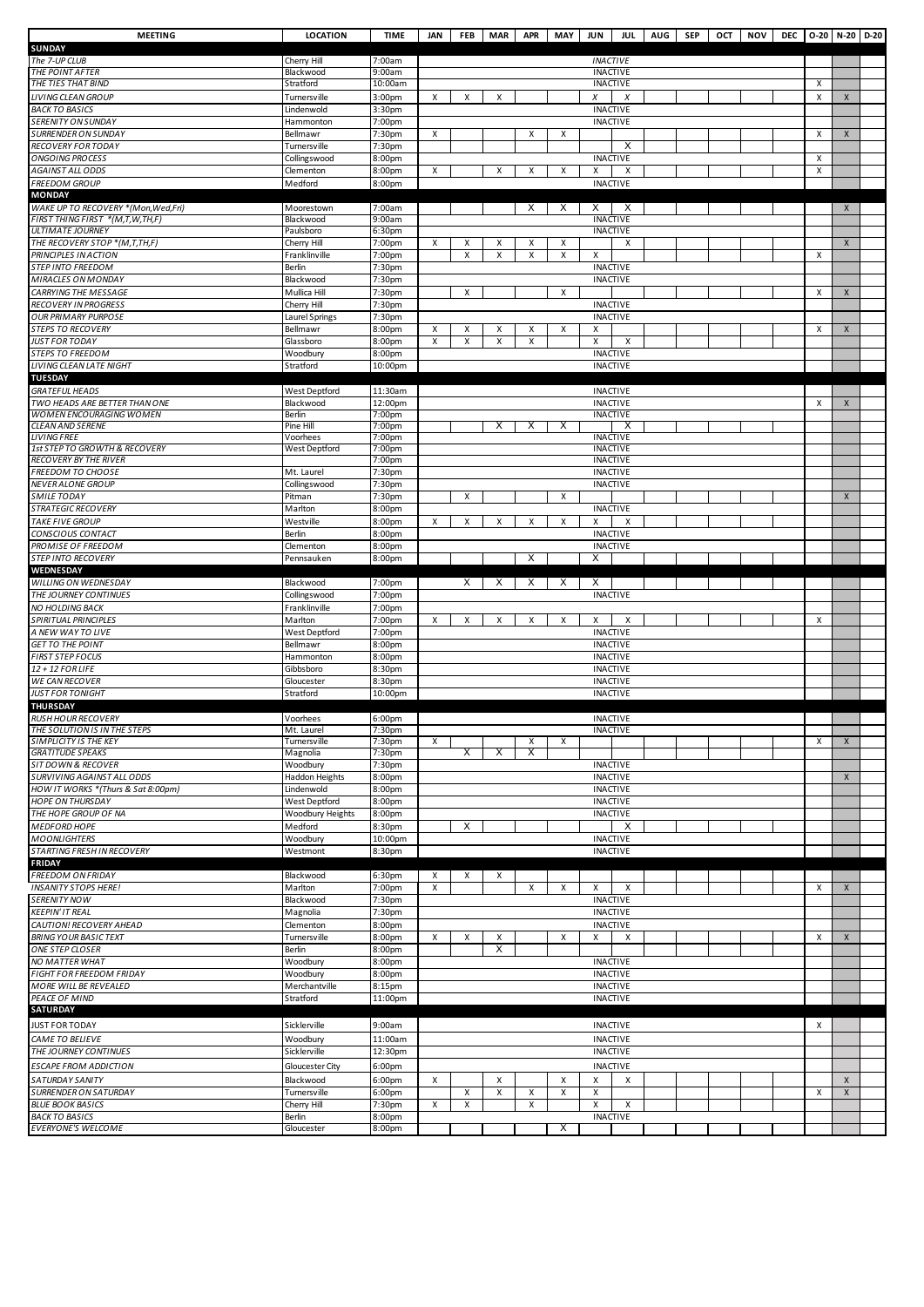| MEETING | LOCATION | TIME | JAN | FEB | MAR | APR | MAY | JUN | JUL | AUG | SEP | OCT | NOV | DEC | O-20 | N-20 | D-20 |
|---|---|---|---|---|---|---|---|---|---|---|---|---|---|---|---|---|---|
| **SUNDAY** | | | | | | | | | | | | | | | | | |
| *The 7-UP CLUB* | Cherry Hill | 7:00am | | | | | | INACTIVE | | | | | | | | | |
| *THE POINT AFTER* | Blackwood | 9:00am | | | | | | INACTIVE | | | | | | | | | |
| *THE TIES THAT BIND* | Stratford | 10:00am | | | | | | INACTIVE | | | | | | | X | | |
| *LIVING CLEAN GROUP* | Turnersville | 3:00pm | X | X | X | | | X | X | | | | | | X | X | |
| *BACK TO BASICS* | Lindenwold | 3:30pm | | | | | | INACTIVE | | | | | | | | | |
| *SERENITY ON SUNDAY* | Hammonton | 7:00pm | | | | | | INACTIVE | | | | | | | | | |
| *SURRENDER ON SUNDAY* | Bellmawr | 7:30pm | X | | | X | X | | | | | | | | X | X | |
| *RECOVERY FOR TODAY* | Turnersville | 7:30pm | | | | | | | X | | | | | | | | |
| *ONGOING PROCESS* | Collingswood | 8:00pm | | | | | | INACTIVE | | | | | | | X | | |
| *AGAINST ALL ODDS* | Clementon | 8:00pm | X | | X | X | X | X | X | | | | | | X | | |
| *FREEDOM GROUP* | Medford | 8:00pm | | | | | | INACTIVE | | | | | | | | | |
| **MONDAY** | | | | | | | | | | | | | | | | | |
| *WAKE UP TO RECOVERY *(Mon,Wed,Fri)* | Moorestown | 7:00am | | | | X | X | X | X | | | | | | | X | |
| *FIRST THING FIRST *(M,T,W,TH,F)* | Blackwood | 9:00am | | | | | | INACTIVE | | | | | | | | | |
| *ULTIMATE JOURNEY* | Paulsboro | 6:30pm | | | | | | INACTIVE | | | | | | | | | |
| *THE RECOVERY STOP *(M,T,TH,F)* | Cherry Hill | 7:00pm | X | X | X | X | X | | X | | | | | | | X | |
| *PRINCIPLES IN ACTION* | Franklinville | 7:00pm | | X | X | X | X | X | | | | | | | X | | |
| *STEP INTO FREEDOM* | Berlin | 7:30pm | | | | | | INACTIVE | | | | | | | | | |
| *MIRACLES ON MONDAY* | Blackwood | 7:30pm | | | | | | INACTIVE | | | | | | | | | |
| *CARRYING THE MESSAGE* | Mullica Hill | 7:30pm | | X | | | X | | | | | | | | X | X | |
| *RECOVERY IN PROGRESS* | Cherry Hill | 7:30pm | | | | | | INACTIVE | | | | | | | | | |
| *OUR PRIMARY PURPOSE* | Laurel Springs | 7:30pm | | | | | | INACTIVE | | | | | | | | | |
| *STEPS TO RECOVERY* | Bellmawr | 8:00pm | X | X | X | X | X | X | | | | | | | X | X | |
| *JUST FOR TODAY* | Glassboro | 8:00pm | X | X | X | X | | X | X | | | | | | | | |
| *STEPS TO FREEDOM* | Woodbury | 8:00pm | | | | | | INACTIVE | | | | | | | | | |
| *LIVING CLEAN LATE NIGHT* | Stratford | 10:00pm | | | | | | INACTIVE | | | | | | | | | |
| **TUESDAY** | | | | | | | | | | | | | | | | | |
| *GRATEFUL HEADS* | West Deptford | 11:30am | | | | | | INACTIVE | | | | | | | | | |
| *TWO HEADS ARE BETTER THAN ONE* | Blackwood | 12:00pm | | | | | | INACTIVE | | | | | | | X | X | |
| *WOMEN ENCOURAGING WOMEN* | Berlin | 7:00pm | | | | | | INACTIVE | | | | | | | | | |
| *CLEAN AND SERENE* | Pine Hill | 7:00pm | | | X | X | X | | X | | | | | | | | |
| *LIVING FREE* | Voorhees | 7:00pm | | | | | | INACTIVE | | | | | | | | | |
| *1st STEP TO GROWTH & RECOVERY* | West Deptford | 7:00pm | | | | | | INACTIVE | | | | | | | | | |
| *RECOVERY BY THE RIVER* | | 7:00pm | | | | | | INACTIVE | | | | | | | | | |
| *FREEDOM TO CHOOSE* | Mt. Laurel | 7:30pm | | | | | | INACTIVE | | | | | | | | | |
| *NEVER ALONE GROUP* | Collingswood | 7:30pm | | | | | | INACTIVE | | | | | | | | | |
| *SMILE TODAY* | Pitman | 7:30pm | | X | | | X | | | | | | | | | X | |
| *STRATEGIC RECOVERY* | Marlton | 8:00pm | | | | | | INACTIVE | | | | | | | | | |
| *TAKE FIVE GROUP* | Westville | 8:00pm | X | X | X | X | X | X | X | | | | | | | | |
| *CONSCIOUS CONTACT* | Berlin | 8:00pm | | | | | | INACTIVE | | | | | | | | | |
| *PROMISE OF FREEDOM* | Clementon | 8:00pm | | | | | | INACTIVE | | | | | | | | | |
| *STEP INTO RECOVERY* | Pennsauken | 8:00pm | | | | X | | X | | | | | | | | | |
| **WEDNESDAY** | | | | | | | | | | | | | | | | | |
| *WILLING ON WEDNESDAY* | Blackwood | 7:00pm | | X | X | X | X | X | | | | | | | | | |
| *THE JOURNEY CONTINUES* | Collingswood | 7:00pm | | | | | | INACTIVE | | | | | | | | | |
| *NO HOLDING BACK* | Franklinville | 7:00pm | | | | | | | | | | | | | | | |
| *SPIRITUAL PRINCIPLES* | Marlton | 7:00pm | X | X | X | X | X | X | X | | | | | | X | | |
| *A NEW WAY TO LIVE* | West Deptford | 7:00pm | | | | | | INACTIVE | | | | | | | | | |
| *GET TO THE POINT* | Bellmawr | 8:00pm | | | | | | INACTIVE | | | | | | | | | |
| *FIRST STEP FOCUS* | Hammonton | 8:00pm | | | | | | INACTIVE | | | | | | | | | |
| *12 + 12 FOR LIFE* | Gibbsboro | 8:30pm | | | | | | INACTIVE | | | | | | | | | |
| *WE CAN RECOVER* | Gloucester | 8:30pm | | | | | | INACTIVE | | | | | | | | | |
| *JUST FOR TONIGHT* | Stratford | 10:00pm | | | | | | INACTIVE | | | | | | | | | |
| **THURSDAY** | | | | | | | | | | | | | | | | | |
| *RUSH HOUR RECOVERY* | Voorhees | 6:00pm | | | | | | INACTIVE | | | | | | | | | |
| *THE SOLUTION IS IN THE STEPS* | Mt. Laurel | 7:30pm | | | | | | INACTIVE | | | | | | | | | |
| *SIMPLICITY IS THE KEY* | Turnersville | 7:30pm | X | | | X | X | | | | | | | | X | X | |
| *GRATITUDE SPEAKS* | Magnolia | 7:30pm | | X | X | X | | | | | | | | | | | |
| *SIT DOWN & RECOVER* | Woodbury | 7:30pm | | | | | | INACTIVE | | | | | | | | | |
| *SURVIVING AGAINST ALL ODDS* | Haddon Heights | 8:00pm | | | | | | INACTIVE | | | | | | | | X | |
| *HOW IT WORKS *(Thurs & Sat 8:00pm)* | Lindenwold | 8:00pm | | | | | | INACTIVE | | | | | | | | | |
| *HOPE ON THURSDAY* | West Deptford | 8:00pm | | | | | | INACTIVE | | | | | | | | | |
| *THE HOPE GROUP OF NA* | Woodbury Heights | 8:00pm | | | | | | INACTIVE | | | | | | | | | |
| *MEDFORD HOPE* | Medford | 8:30pm | | X | | | | | X | | | | | | | | |
| *MOONLIGHTERS* | Woodbury | 10:00pm | | | | | | INACTIVE | | | | | | | | | |
| *STARTING FRESH IN RECOVERY* | Westmont | 8:30pm | | | | | | INACTIVE | | | | | | | | | |
| **FRIDAY** | | | | | | | | | | | | | | | | | |
| *FREEDOM ON FRIDAY* | Blackwood | 6:30pm | X | X | X | | | | | | | | | | | | |
| *INSANITY STOPS HERE!* | Marlton | 7:00pm | X | | | X | X | X | X | | | | | | X | X | |
| *SERENITY NOW* | Blackwood | 7:30pm | | | | | | INACTIVE | | | | | | | | | |
| *KEEPIN' IT REAL* | Magnolia | 7:30pm | | | | | | INACTIVE | | | | | | | | | |
| *CAUTION! RECOVERY AHEAD* | Clementon | 8:00pm | | | | | | INACTIVE | | | | | | | | | |
| *BRING YOUR BASIC TEXT* | Turnersville | 8:00pm | X | X | X | | X | X | X | | | | | | X | X | |
| *ONE STEP CLOSER* | Berlin | 8:00pm | | | X | | | | | | | | | | | | |
| *NO MATTER WHAT* | Woodbury | 8:00pm | | | | | | INACTIVE | | | | | | | | | |
| *FIGHT FOR FREEDOM FRIDAY* | Woodbury | 8:00pm | | | | | | INACTIVE | | | | | | | | | |
| *MORE WILL BE REVEALED* | Merchantville | 8:15pm | | | | | | INACTIVE | | | | | | | | | |
| *PEACE OF MIND* | Stratford | 11:00pm | | | | | | INACTIVE | | | | | | | | | |
| **SATURDAY** | | | | | | | | | | | | | | | | | |
| *JUST FOR TODAY* | Sicklerville | 9:00am | | | | | | INACTIVE | | | | | | | X | | |
| *CAME TO BELIEVE* | Woodbury | 11:00am | | | | | | INACTIVE | | | | | | | | | |
| *THE JOURNEY CONTINUES* | Sicklerville | 12:30pm | | | | | | INACTIVE | | | | | | | | | |
| *ESCAPE FROM ADDICTION* | Gloucester City | 6:00pm | | | | | | INACTIVE | | | | | | | | | |
| *SATURDAY SANITY* | Blackwood | 6:00pm | X | | X | | X | X | X | | | | | | | X | |
| *SURRENDER ON SATURDAY* | Turnersville | 6:00pm | | X | X | X | X | X | | | | | | | X | X | |
| *BLUE BOOK BASICS* | Cherry Hill | 7:30pm | X | X | | X | | X | X | | | | | | | | |
| *BACK TO BASICS* | Berlin | 8:00pm | | | | | | INACTIVE | | | | | | | | | |
| *EVERYONE'S WELCOME* | Gloucester | 8:00pm | | | | | X | | | | | | | | | | |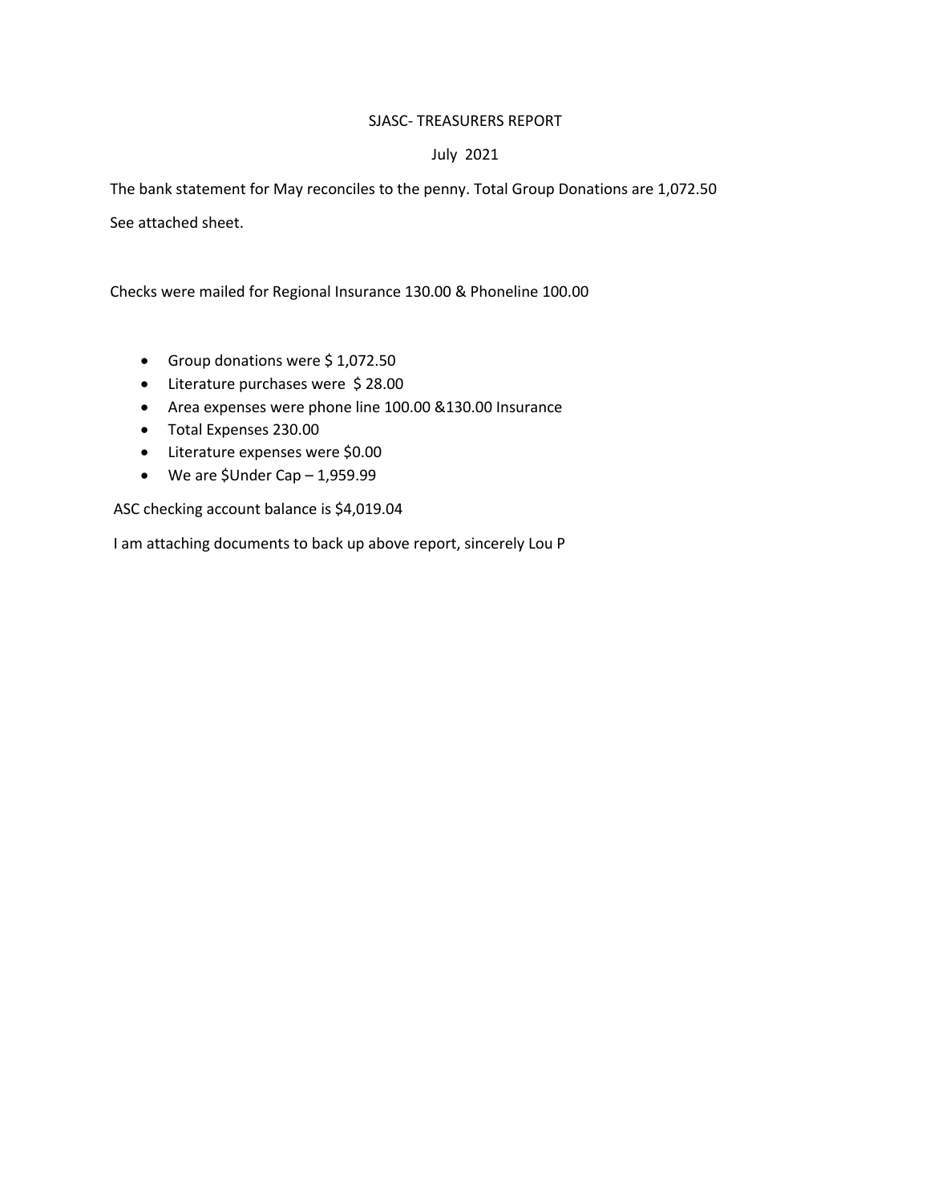# SJASC- TREASURERS REPORT

## July 2021

The bank statement for May reconciles to the penny. Total Group Donations are 1,072.50

See attached sheet.

Checks were mailed for Regional Insurance 130.00 & Phoneline 100.00

- Group donations were $ 1,072.50
- Literature purchases were $ 28.00
- Area expenses were phone line 100.00 &130.00 Insurance
- Total Expenses 230.00
- Literature expenses were $0.00
- We are $Under Cap – 1,959.99

ASC checking account balance is $4,019.04

I am attaching documents to back up above report, sincerely Lou P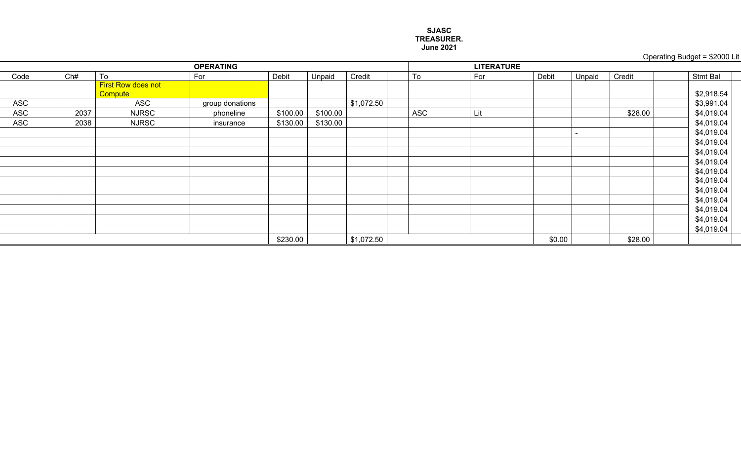**SJASC**
**TREASURER.**
**June 2021**

Operating Budget = $2000 Lit

| OPERATING | | | | | | | | LITERATURE | | | | | | |
|---|---|---|---|---|---|---|---|---|---|---|---|---|---|---|
| Code | Ch# | To | For | Debit | Unpaid | Credit | | To | For | Debit | Unpaid | Credit | | Stmt Bal |
| | | First Row does not Compute | | | | | | | | | | | | $2,918.54 |
| ASC | | ASC | group donations | | | $1,072.50 | | | | | | | | $3,991.04 |
| ASC | 2037 | NJRSC | phoneline | $100.00 | $100.00 | | | ASC | Lit | | | $28.00 | | $4,019.04 |
| ASC | 2038 | NJRSC | insurance | $130.00 | $130.00 | | | | | | | | | $4,019.04 |
| | | | | | | | | | | | - | | | $4,019.04 |
| | | | | | | | | | | | | | | $4,019.04 |
| | | | | | | | | | | | | | | $4,019.04 |
| | | | | | | | | | | | | | | $4,019.04 |
| | | | | | | | | | | | | | | $4,019.04 |
| | | | | | | | | | | | | | | $4,019.04 |
| | | | | | | | | | | | | | | $4,019.04 |
| | | | | | | | | | | | | | | $4,019.04 |
| | | | | | | | | | | | | | | $4,019.04 |
| | | | | | | | | | | | | | | $4,019.04 |
| | | | | | | | | | | | | | | $4,019.04 |
| | | | | $230.00 | | $1,072.50 | | | | $0.00 | | $28.00 | | |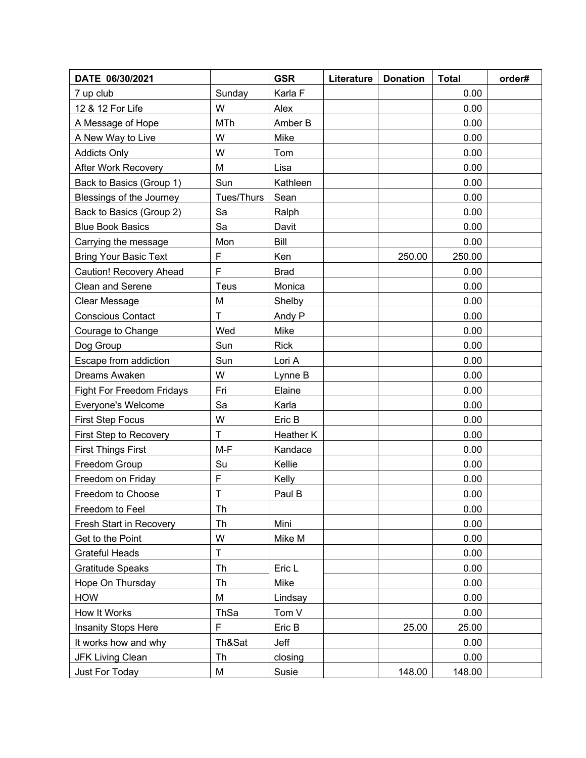| DATE 06/30/2021 | | GSR | Literature | Donation | Total | order# |
|---|---|---|---|---|---|---|
| 7 up club | Sunday | Karla F | | | 0.00 | |
| 12 & 12 For Life | W | Alex | | | 0.00 | |
| A Message of Hope | MTh | Amber B | | | 0.00 | |
| A New Way to Live | W | Mike | | | 0.00 | |
| Addicts Only | W | Tom | | | 0.00 | |
| After Work Recovery | M | Lisa | | | 0.00 | |
| Back to Basics (Group 1) | Sun | Kathleen | | | 0.00 | |
| Blessings of the Journey | Tues/Thurs | Sean | | | 0.00 | |
| Back to Basics (Group 2) | Sa | Ralph | | | 0.00 | |
| Blue Book Basics | Sa | Davit | | | 0.00 | |
| Carrying the message | Mon | Bill | | | 0.00 | |
| Bring Your Basic Text | F | Ken | | 250.00 | 250.00 | |
| Caution! Recovery Ahead | F | Brad | | | 0.00 | |
| Clean and Serene | Teus | Monica | | | 0.00 | |
| Clear Message | M | Shelby | | | 0.00 | |
| Conscious Contact | T | Andy P | | | 0.00 | |
| Courage to Change | Wed | Mike | | | 0.00 | |
| Dog Group | Sun | Rick | | | 0.00 | |
| Escape from addiction | Sun | Lori A | | | 0.00 | |
| Dreams Awaken | W | Lynne B | | | 0.00 | |
| Fight For Freedom Fridays | Fri | Elaine | | | 0.00 | |
| Everyone's Welcome | Sa | Karla | | | 0.00 | |
| First Step Focus | W | Eric B | | | 0.00 | |
| First Step to Recovery | T | Heather K | | | 0.00 | |
| First Things First | M-F | Kandace | | | 0.00 | |
| Freedom Group | Su | Kellie | | | 0.00 | |
| Freedom on Friday | F | Kelly | | | 0.00 | |
| Freedom to Choose | T | Paul B | | | 0.00 | |
| Freedom to Feel | Th | | | | 0.00 | |
| Fresh Start in Recovery | Th | Mini | | | 0.00 | |
| Get to the Point | W | Mike M | | | 0.00 | |
| Grateful Heads | T | | | | 0.00 | |
| Gratitude Speaks | Th | Eric L | | | 0.00 | |
| Hope On Thursday | Th | Mike | | | 0.00 | |
| HOW | M | Lindsay | | | 0.00 | |
| How It Works | ThSa | Tom V | | | 0.00 | |
| Insanity Stops Here | F | Eric B | | 25.00 | 25.00 | |
| It works how and why | Th&Sat | Jeff | | | 0.00 | |
| JFK Living Clean | Th | closing | | | 0.00 | |
| Just For Today | M | Susie | | 148.00 | 148.00 | |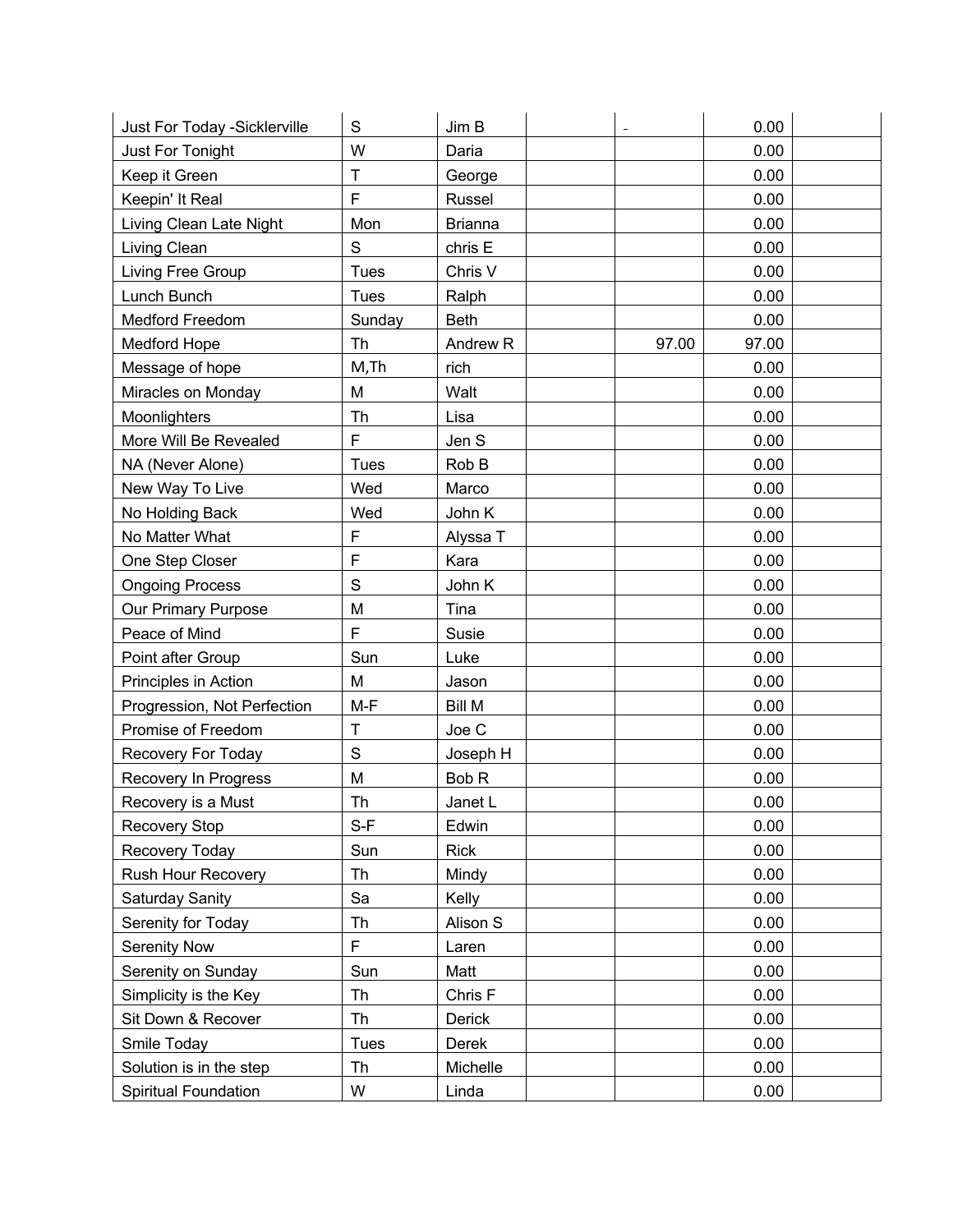| | | | | | | |
|---|---|---|---|---|---|---|
| Just For Today -Sicklerville | S | Jim B | | - | 0.00 | |
| Just For Tonight | W | Daria | | | 0.00 | |
| Keep it Green | T | George | | | 0.00 | |
| Keepin' It Real | F | Russel | | | 0.00 | |
| Living Clean Late Night | Mon | Brianna | | | 0.00 | |
| Living Clean | S | chris E | | | 0.00 | |
| Living Free Group | Tues | Chris V | | | 0.00 | |
| Lunch Bunch | Tues | Ralph | | | 0.00 | |
| Medford Freedom | Sunday | Beth | | | 0.00 | |
| Medford Hope | Th | Andrew R | | 97.00 | 97.00 | |
| Message of hope | M,Th | rich | | | 0.00 | |
| Miracles on Monday | M | Walt | | | 0.00 | |
| Moonlighters | Th | Lisa | | | 0.00 | |
| More Will Be Revealed | F | Jen S | | | 0.00 | |
| NA (Never Alone) | Tues | Rob B | | | 0.00 | |
| New Way To Live | Wed | Marco | | | 0.00 | |
| No Holding Back | Wed | John K | | | 0.00 | |
| No Matter What | F | Alyssa T | | | 0.00 | |
| One Step Closer | F | Kara | | | 0.00 | |
| Ongoing Process | S | John K | | | 0.00 | |
| Our Primary Purpose | M | Tina | | | 0.00 | |
| Peace of Mind | F | Susie | | | 0.00 | |
| Point after Group | Sun | Luke | | | 0.00 | |
| Principles in Action | M | Jason | | | 0.00 | |
| Progression, Not Perfection | M-F | Bill M | | | 0.00 | |
| Promise of Freedom | T | Joe C | | | 0.00 | |
| Recovery For Today | S | Joseph H | | | 0.00 | |
| Recovery In Progress | M | Bob R | | | 0.00 | |
| Recovery is a Must | Th | Janet L | | | 0.00 | |
| Recovery Stop | S-F | Edwin | | | 0.00 | |
| Recovery Today | Sun | Rick | | | 0.00 | |
| Rush Hour Recovery | Th | Mindy | | | 0.00 | |
| Saturday Sanity | Sa | Kelly | | | 0.00 | |
| Serenity for Today | Th | Alison S | | | 0.00 | |
| Serenity Now | F | Laren | | | 0.00 | |
| Serenity on Sunday | Sun | Matt | | | 0.00 | |
| Simplicity is the Key | Th | Chris F | | | 0.00 | |
| Sit Down & Recover | Th | Derick | | | 0.00 | |
| Smile Today | Tues | Derek | | | 0.00 | |
| Solution is in the step | Th | Michelle | | | 0.00 | |
| Spiritual Foundation | W | Linda | | | 0.00 | |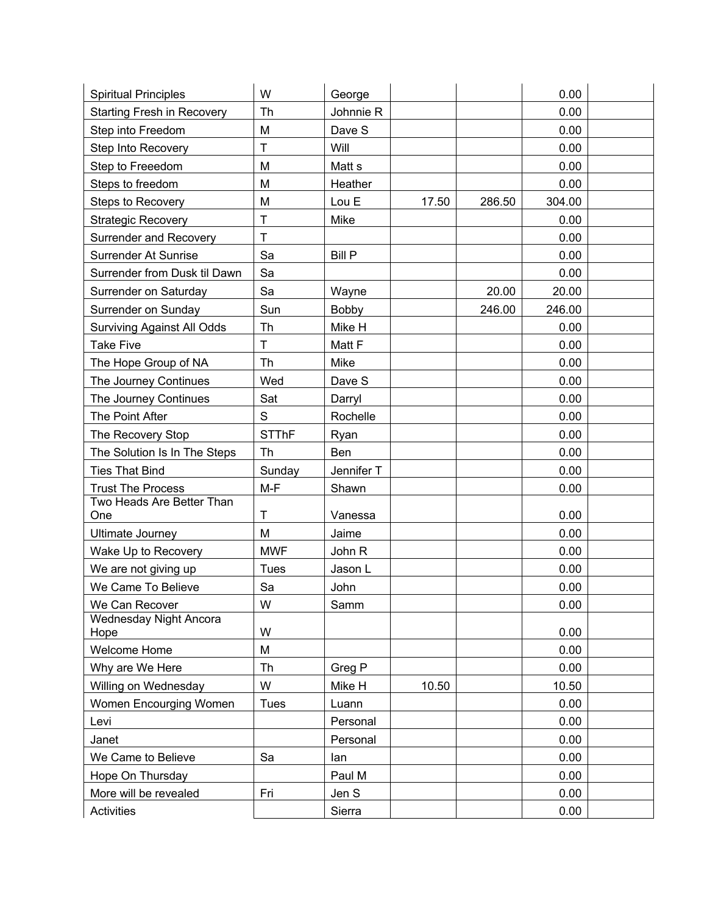| | | | | | | |
|---|---|---|---|---|---|---|
| Spiritual Principles | W | George | | | 0.00 | |
| Starting Fresh in Recovery | Th | Johnnie R | | | 0.00 | |
| Step into Freedom | M | Dave S | | | 0.00 | |
| Step Into Recovery | T | Will | | | 0.00 | |
| Step to Freeedom | M | Matt s | | | 0.00 | |
| Steps to freedom | M | Heather | | | 0.00 | |
| Steps to Recovery | M | Lou E | 17.50 | 286.50 | 304.00 | |
| Strategic Recovery | T | Mike | | | 0.00 | |
| Surrender and Recovery | T | | | | 0.00 | |
| Surrender At Sunrise | Sa | Bill P | | | 0.00 | |
| Surrender from Dusk til Dawn | Sa | | | | 0.00 | |
| Surrender on Saturday | Sa | Wayne | | 20.00 | 20.00 | |
| Surrender on Sunday | Sun | Bobby | | 246.00 | 246.00 | |
| Surviving Against All Odds | Th | Mike H | | | 0.00 | |
| Take Five | T | Matt F | | | 0.00 | |
| The Hope Group of NA | Th | Mike | | | 0.00 | |
| The Journey Continues | Wed | Dave S | | | 0.00 | |
| The Journey Continues | Sat | Darryl | | | 0.00 | |
| The Point After | S | Rochelle | | | 0.00 | |
| The Recovery Stop | STThF | Ryan | | | 0.00 | |
| The Solution Is In The Steps | Th | Ben | | | 0.00 | |
| Ties That Bind | Sunday | Jennifer T | | | 0.00 | |
| Trust The Process | M-F | Shawn | | | 0.00 | |
| Two Heads Are Better Than One | T | Vanessa | | | 0.00 | |
| Ultimate Journey | M | Jaime | | | 0.00 | |
| Wake Up to Recovery | MWF | John R | | | 0.00 | |
| We are not giving up | Tues | Jason L | | | 0.00 | |
| We Came To Believe | Sa | John | | | 0.00 | |
| We Can Recover | W | Samm | | | 0.00 | |
| Wednesday Night Ancora Hope | W | | | | 0.00 | |
| Welcome Home | M | | | | 0.00 | |
| Why are We Here | Th | Greg P | | | 0.00 | |
| Willing on Wednesday | W | Mike H | 10.50 | | 10.50 | |
| Women Encourging Women | Tues | Luann | | | 0.00 | |
| Levi | | Personal | | | 0.00 | |
| Janet | | Personal | | | 0.00 | |
| We Came to Believe | Sa | Ian | | | 0.00 | |
| Hope On Thursday | | Paul M | | | 0.00 | |
| More will be revealed | Fri | Jen S | | | 0.00 | |
| Activities | | Sierra | | | 0.00 | |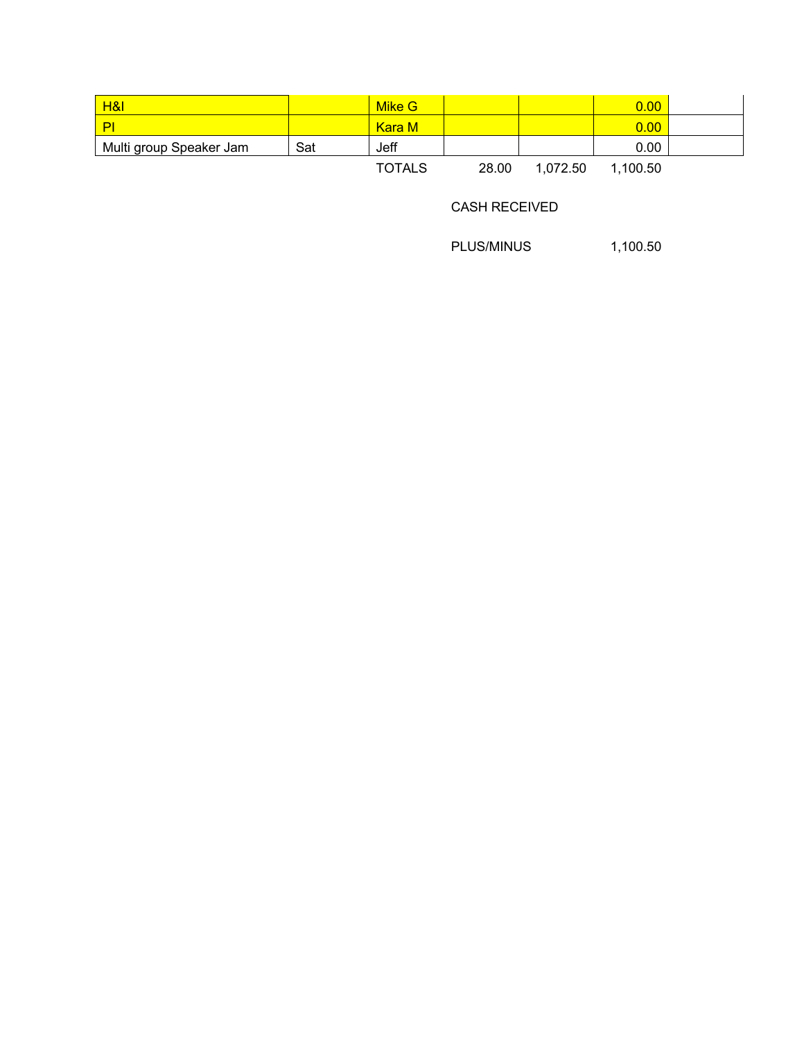| | | | | | | |
|---|---|---|---|---|---|---|
| H&I | | Mike G | | | 0.00 | |
| PI | | Kara M | | | 0.00 | |
| Multi group Speaker Jam | Sat | Jeff | | | 0.00 | |
| | | TOTALS | 28.00 | 1,072.50 | 1,100.50 | |
| | | | CASH RECEIVED | | | |
| | | | PLUS/MINUS | | 1,100.50 | |